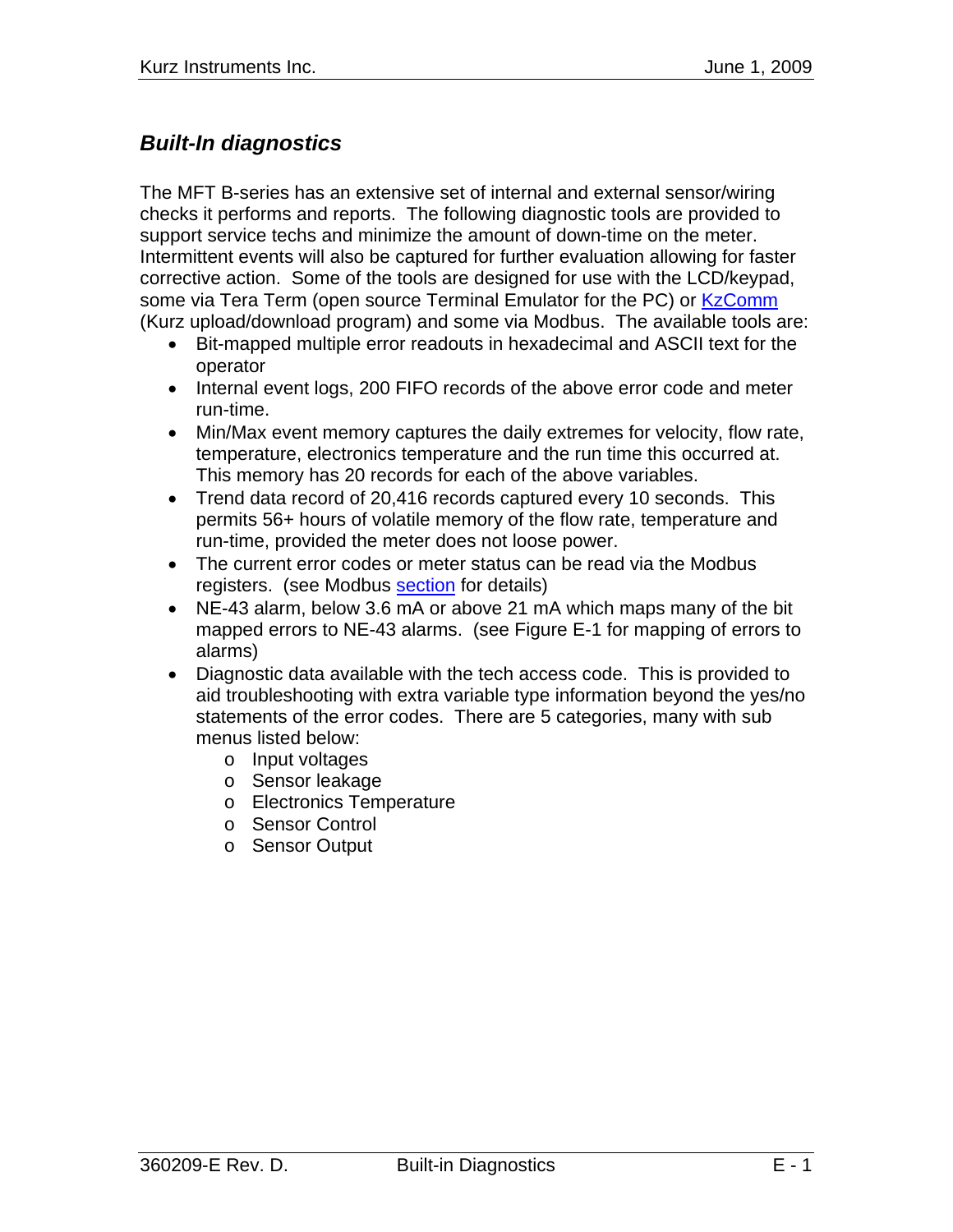## *Built-In diagnostics*

The MFT B-series has an extensive set of internal and external sensor/wiring checks it performs and reports. The following diagnostic tools are provided to support service techs and minimize the amount of down-time on the meter. Intermittent events will also be captured for further evaluation allowing for faster corrective action. Some of the tools are designed for use with the LCD/keypad, some via Tera Term (open source Terminal Emulator for the PC) or KzComm (Kurz upload/download program) and some via Modbus. The available tools are:

- Bit-mapped multiple error readouts in hexadecimal and ASCII text for the operator
- Internal event logs, 200 FIFO records of the above error code and meter run-time.
- Min/Max event memory captures the daily extremes for velocity, flow rate, temperature, electronics temperature and the run time this occurred at. This memory has 20 records for each of the above variables.
- Trend data record of 20,416 records captured every 10 seconds. This permits 56+ hours of volatile memory of the flow rate, temperature and run-time, provided the meter does not loose power.
- The current error codes or meter status can be read via the Modbus registers. (see Modbus section for details)
- NE-43 alarm, below 3.6 mA or above 21 mA which maps many of the bit mapped errors to NE-43 alarms. (see Figure E-1 for mapping of errors to alarms)
- Diagnostic data available with the tech access code. This is provided to aid troubleshooting with extra variable type information beyond the yes/no statements of the error codes. There are 5 categories, many with sub menus listed below:
  - Input voltages
  - Sensor leakage
  - Electronics Temperature
  - Sensor Control
  - Sensor Output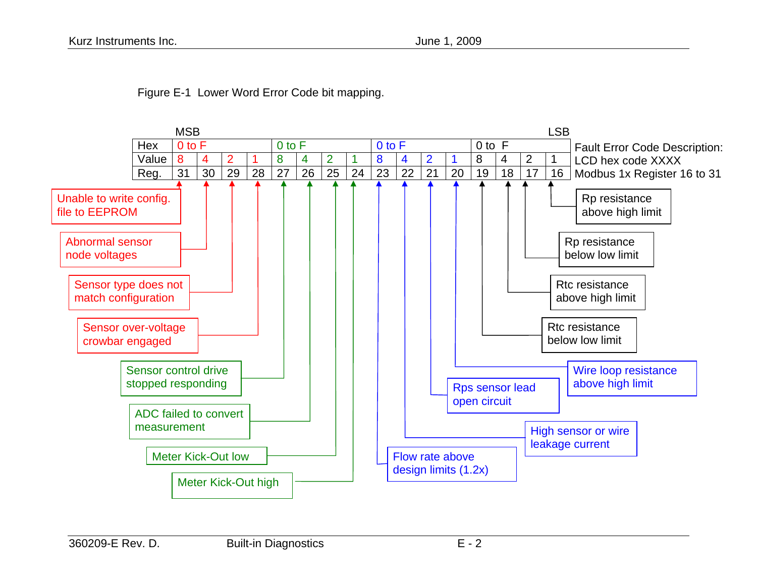Figure E-1 Lower Word Error Code bit mapping.

| | MSB | | | | | | | | | | | | | | | LSB | |
|---|---|---|---|---|---|---|---|---|---|---|---|---|---|---|---|---|---|
| Hex | 0 to F | | | | 0 to F | | | | 0 to F | | | | 0 to F | | | | Fault Error Code Description: |
| Value | 8 | 4 | 2 | 1 | 8 | 4 | 2 | 1 | 8 | 4 | 2 | 1 | 8 | 4 | 2 | 1 | LCD hex code XXXX |
| Reg. | 31 | 30 | 29 | 28 | 27 | 26 | 25 | 24 | 23 | 22 | 21 | 20 | 19 | 18 | 17 | 16 | Modbus 1x Register 16 to 31 |

| Reg. | Fault Error Code Description |
|---|---|
| 31 | Unable to write config. file to EEPROM |
| 30 | Abnormal sensor node voltages |
| 29 | Sensor type does not match configuration |
| 28 | Sensor over-voltage crowbar engaged |
| 27 | Sensor control drive stopped responding |
| 26 | ADC failed to convert measurement |
| 25 | Meter Kick-Out low |
| 24 | Meter Kick-Out high |
| 23 | Flow rate above design limits (1.2x) |
| 22 | High sensor or wire leakage current |
| 21 | Rps sensor lead open circuit |
| 20 | Wire loop resistance above high limit |
| 19 | Rtc resistance below low limit |
| 18 | Rtc resistance above high limit |
| 17 | Rp resistance below low limit |
| 16 | Rp resistance above high limit |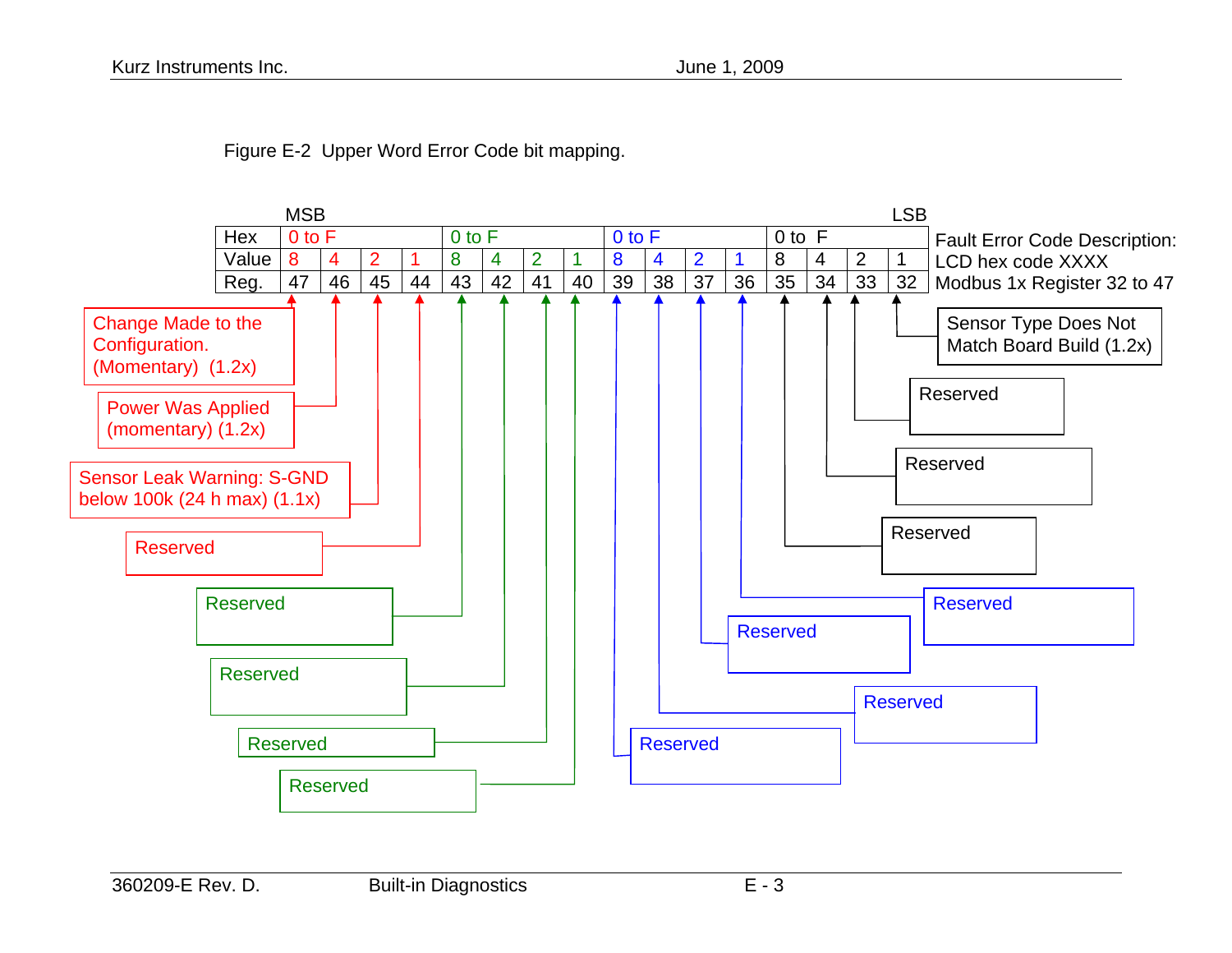Figure E-2 Upper Word Error Code bit mapping.

| | MSB | | | | | | | | | | | | | | | LSB |
|---|---|---|---|---|---|---|---|---|---|---|---|---|---|---|---|---|
| Hex | 0 to F | | | | 0 to F | | | | 0 to F | | | | 0 to F | | | |
| Value | 8 | 4 | 2 | 1 | 8 | 4 | 2 | 1 | 8 | 4 | 2 | 1 | 8 | 4 | 2 | 1 |
| Reg. | 47 | 46 | 45 | 44 | 43 | 42 | 41 | 40 | 39 | 38 | 37 | 36 | 35 | 34 | 33 | 32 |

Fault Error Code Description:
LCD hex code XXXX
Modbus 1x Register 32 to 47

- Reg. 47: Change Made to the Configuration. (Momentary) (1.2x)
- Reg. 46: Power Was Applied (momentary) (1.2x)
- Reg. 45: Sensor Leak Warning: S-GND below 100k (24 h max) (1.1x)
- Reg. 44: Reserved
- Reg. 43: Reserved
- Reg. 42: Reserved
- Reg. 41: Reserved
- Reg. 40: Reserved
- Reg. 39: Reserved
- Reg. 38: Reserved
- Reg. 37: Reserved
- Reg. 36: Reserved
- Reg. 35: Reserved
- Reg. 34: Reserved
- Reg. 33: Reserved
- Reg. 32: Sensor Type Does Not Match Board Build (1.2x)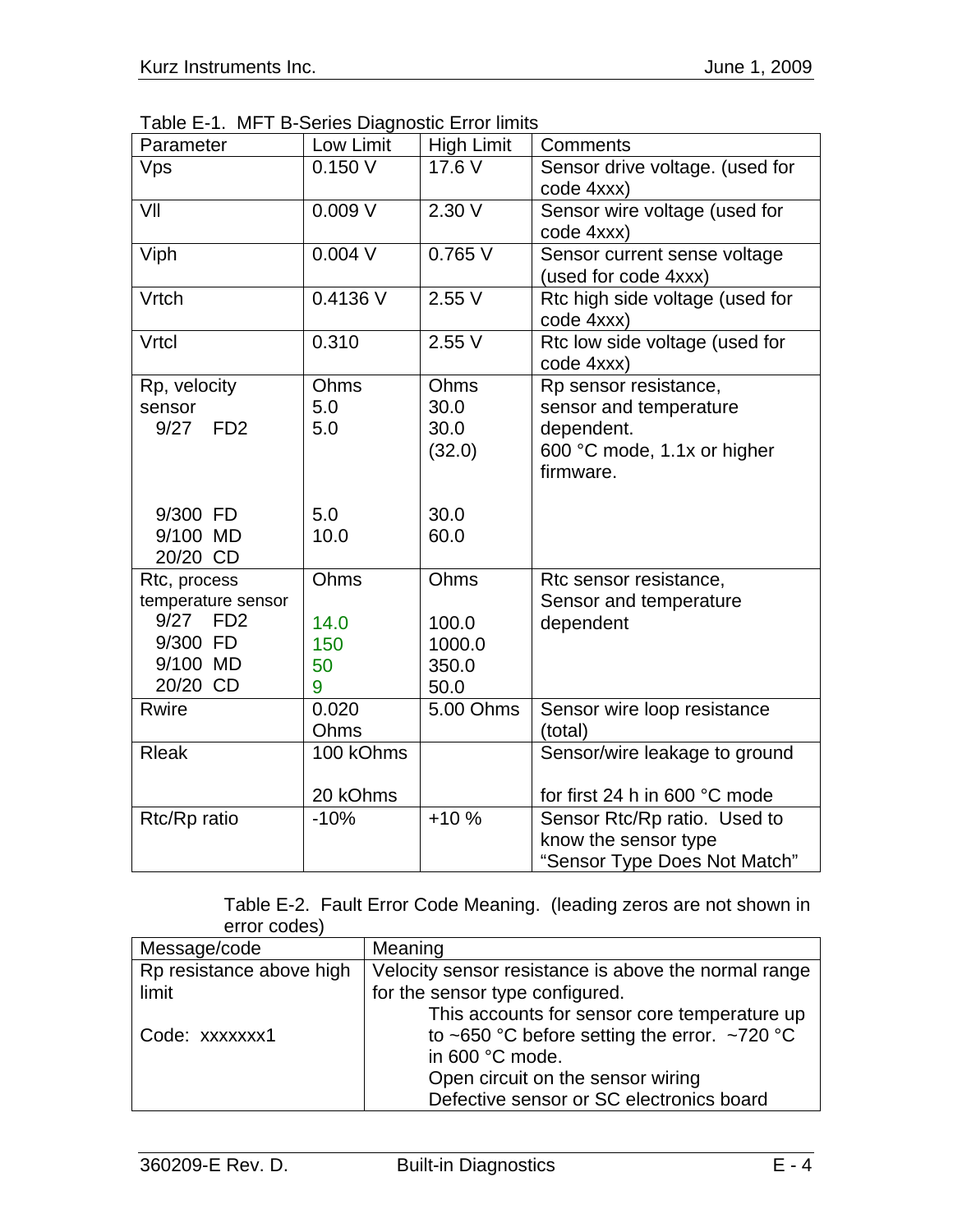Table E-1. MFT B-Series Diagnostic Error limits

| Parameter | Low Limit | High Limit | Comments |
|---|---|---|---|
| Vps | 0.150 V | 17.6 V | Sensor drive voltage. (used for code 4xxx) |
| Vll | 0.009 V | 2.30 V | Sensor wire voltage (used for code 4xxx) |
| Viph | 0.004 V | 0.765 V | Sensor current sense voltage (used for code 4xxx) |
| Vrtch | 0.4136 V | 2.55 V | Rtc high side voltage (used for code 4xxx) |
| Vrtcl | 0.310 | 2.55 V | Rtc low side voltage (used for code 4xxx) |
| Rp, velocity sensor<br>9/27 FD2<br><br><br><br>9/300 FD<br>9/100 MD<br>20/20 CD | Ohms<br>5.0<br>5.0<br><br><br><br>5.0<br>10.0 | Ohms<br>30.0<br>30.0<br>(32.0)<br><br><br>30.0<br>60.0 | Rp sensor resistance, sensor and temperature dependent.<br>600 °C mode, 1.1x or higher firmware. |
| Rtc, process temperature sensor<br>9/27 FD2<br>9/300 FD<br>9/100 MD<br>20/20 CD | Ohms<br><br>14.0<br>150<br>50<br>9 | Ohms<br><br>100.0<br>1000.0<br>350.0<br>50.0 | Rtc sensor resistance, Sensor and temperature dependent |
| Rwire | 0.020 Ohms | 5.00 Ohms | Sensor wire loop resistance (total) |
| Rleak | 100 kOhms<br><br>20 kOhms | | Sensor/wire leakage to ground<br><br>for first 24 h in 600 °C mode |
| Rtc/Rp ratio | -10% | +10 % | Sensor Rtc/Rp ratio. Used to know the sensor type "Sensor Type Does Not Match" |

Table E-2. Fault Error Code Meaning. (leading zeros are not shown in error codes)

| Message/code | Meaning |
|---|---|
| Rp resistance above high limit<br><br>Code: xxxxxxx1 | Velocity sensor resistance is above the normal range for the sensor type configured.<br>This accounts for sensor core temperature up to ~650 °C before setting the error. ~720 °C in 600 °C mode.<br>Open circuit on the sensor wiring<br>Defective sensor or SC electronics board |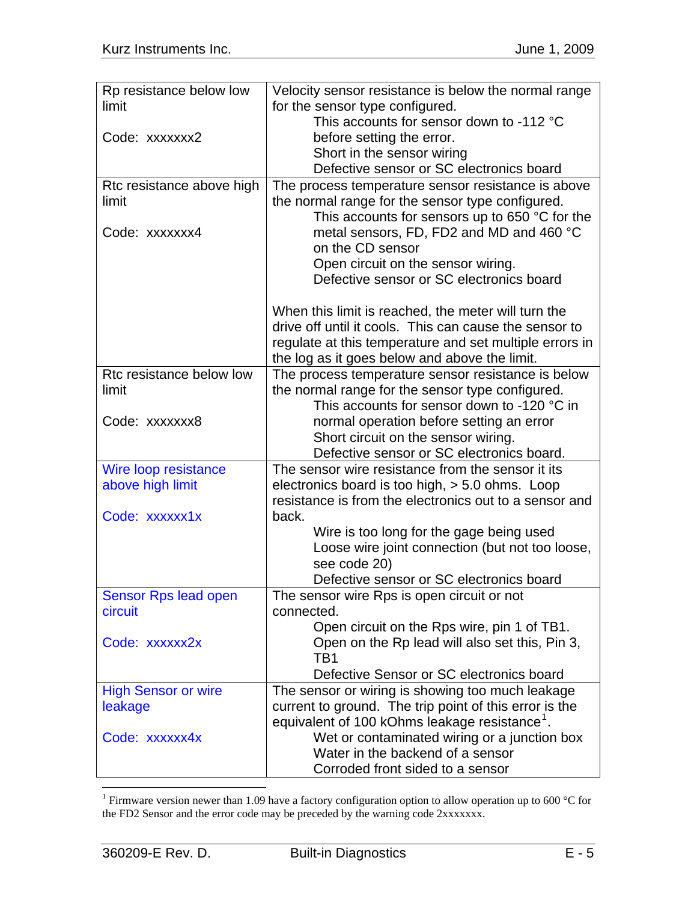| | |
|---|---|
| Rp resistance below low limit<br><br>Code: xxxxxxx2 | Velocity sensor resistance is below the normal range for the sensor type configured.<br>This accounts for sensor down to -112 °C before setting the error.<br>Short in the sensor wiring<br>Defective sensor or SC electronics board |
| Rtc resistance above high limit<br><br>Code: xxxxxxx4 | The process temperature sensor resistance is above the normal range for the sensor type configured.<br>This accounts for sensors up to 650 °C for the metal sensors, FD, FD2 and MD and 460 °C on the CD sensor<br>Open circuit on the sensor wiring.<br>Defective sensor or SC electronics board<br><br>When this limit is reached, the meter will turn the drive off until it cools. This can cause the sensor to regulate at this temperature and set multiple errors in the log as it goes below and above the limit. |
| Rtc resistance below low limit<br><br>Code: xxxxxxx8 | The process temperature sensor resistance is below the normal range for the sensor type configured.<br>This accounts for sensor down to -120 °C in normal operation before setting an error<br>Short circuit on the sensor wiring.<br>Defective sensor or SC electronics board. |
| Wire loop resistance above high limit<br><br>Code: xxxxxx1x | The sensor wire resistance from the sensor it its electronics board is too high, > 5.0 ohms. Loop resistance is from the electronics out to a sensor and back.<br>Wire is too long for the gage being used<br>Loose wire joint connection (but not too loose, see code 20)<br>Defective sensor or SC electronics board |
| Sensor Rps lead open circuit<br><br>Code: xxxxxx2x | The sensor wire Rps is open circuit or not connected.<br>Open circuit on the Rps wire, pin 1 of TB1.<br>Open on the Rp lead will also set this, Pin 3, TB1<br>Defective Sensor or SC electronics board |
| High Sensor or wire leakage<br><br>Code: xxxxxx4x | The sensor or wiring is showing too much leakage current to ground. The trip point of this error is the equivalent of 100 kOhms leakage resistance[1].<br>Wet or contaminated wiring or a junction box<br>Water in the backend of a sensor<br>Corroded front sided to a sensor |

[1] Firmware version newer than 1.09 have a factory configuration option to allow operation up to 600 °C for the FD2 Sensor and the error code may be preceded by the warning code 2xxxxxxx.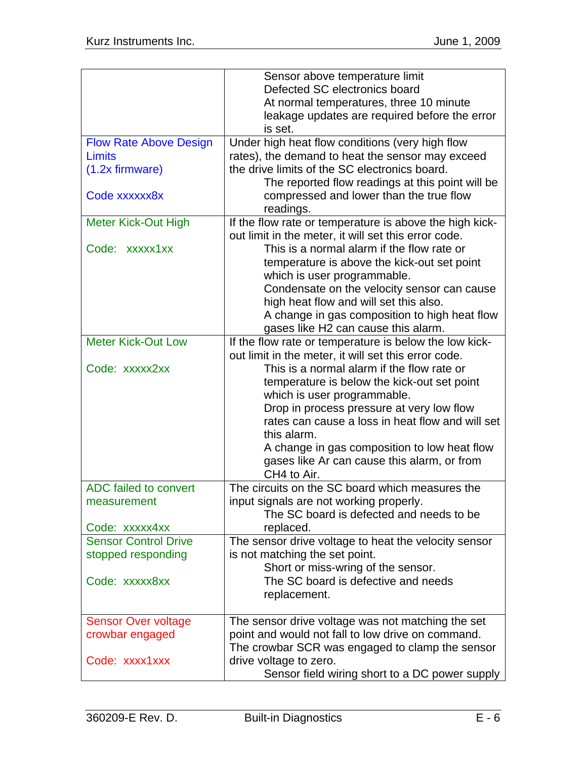| | |
|---|---|
| | Sensor above temperature limit<br>Defected SC electronics board<br>At normal temperatures, three 10 minute leakage updates are required before the error is set. |
| Flow Rate Above Design Limits<br>(1.2x firmware)<br><br>Code xxxxxx8x | Under high heat flow conditions (very high flow rates), the demand to heat the sensor may exceed the drive limits of the SC electronics board.<br>The reported flow readings at this point will be compressed and lower than the true flow readings. |
| Meter Kick-Out High<br><br>Code: xxxxx1xx | If the flow rate or temperature is above the high kick-out limit in the meter, it will set this error code.<br>This is a normal alarm if the flow rate or temperature is above the kick-out set point which is user programmable.<br>Condensate on the velocity sensor can cause high heat flow and will set this also.<br>A change in gas composition to high heat flow gases like $H_2$ can cause this alarm. |
| Meter Kick-Out Low<br><br>Code: xxxxx2xx | If the flow rate or temperature is below the low kick-out limit in the meter, it will set this error code.<br>This is a normal alarm if the flow rate or temperature is below the kick-out set point which is user programmable.<br>Drop in process pressure at very low flow rates can cause a loss in heat flow and will set this alarm.<br>A change in gas composition to low heat flow gases like Ar can cause this alarm, or from $CH_4$ to Air. |
| ADC failed to convert measurement<br><br>Code: xxxxx4xx | The circuits on the SC board which measures the input signals are not working properly.<br>The SC board is defected and needs to be replaced. |
| Sensor Control Drive stopped responding<br><br>Code: xxxxx8xx | The sensor drive voltage to heat the velocity sensor is not matching the set point.<br>Short or miss-wring of the sensor.<br>The SC board is defective and needs replacement. |
| Sensor Over voltage crowbar engaged<br><br>Code: xxxx1xxx | The sensor drive voltage was not matching the set point and would not fall to low drive on command. The crowbar SCR was engaged to clamp the sensor drive voltage to zero.<br>Sensor field wiring short to a DC power supply |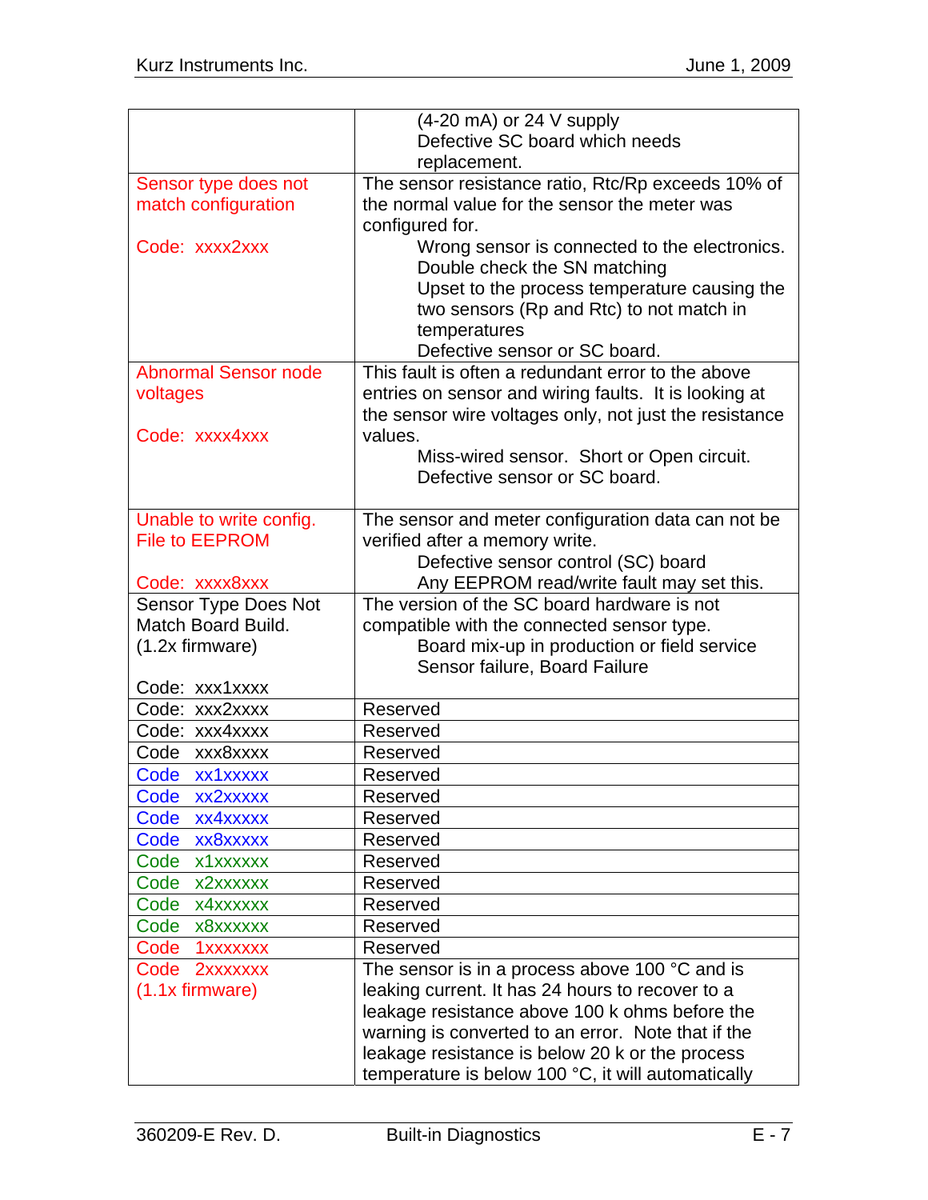| | |
|---|---|
| | (4-20 mA) or 24 V supply<br>Defective SC board which needs replacement. |
| Sensor type does not match configuration<br><br>Code: xxxx2xxx | The sensor resistance ratio, Rtc/Rp exceeds 10% of the normal value for the sensor the meter was configured for.<br>Wrong sensor is connected to the electronics. Double check the SN matching<br>Upset to the process temperature causing the two sensors (Rp and Rtc) to not match in temperatures<br>Defective sensor or SC board. |
| Abnormal Sensor node voltages<br><br>Code: xxxx4xxx | This fault is often a redundant error to the above entries on sensor and wiring faults. It is looking at the sensor wire voltages only, not just the resistance values.<br>Miss-wired sensor. Short or Open circuit.<br>Defective sensor or SC board. |
| Unable to write config. File to EEPROM<br><br>Code: xxxx8xxx | The sensor and meter configuration data can not be verified after a memory write.<br>Defective sensor control (SC) board<br>Any EEPROM read/write fault may set this. |
| Sensor Type Does Not Match Board Build. (1.2x firmware)<br><br>Code: xxx1xxxx | The version of the SC board hardware is not compatible with the connected sensor type.<br>Board mix-up in production or field service<br>Sensor failure, Board Failure |
| Code: xxx2xxxx | Reserved |
| Code: xxx4xxxx | Reserved |
| Code xxx8xxxx | Reserved |
| Code xx1xxxxx | Reserved |
| Code xx2xxxxx | Reserved |
| Code xx4xxxxx | Reserved |
| Code xx8xxxxx | Reserved |
| Code x1xxxxxx | Reserved |
| Code x2xxxxxx | Reserved |
| Code x4xxxxxx | Reserved |
| Code x8xxxxxx | Reserved |
| Code 1xxxxxxx | Reserved |
| Code 2xxxxxxx (1.1x firmware) | The sensor is in a process above 100 °C and is leaking current. It has 24 hours to recover to a leakage resistance above 100 k ohms before the warning is converted to an error. Note that if the leakage resistance is below 20 k or the process temperature is below 100 °C, it will automatically |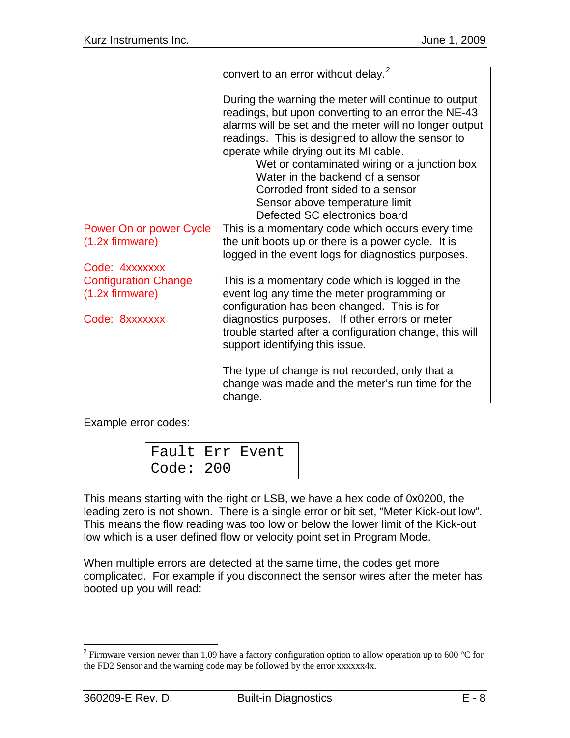| | |
|---|---|
| | convert to an error without delay.[2]<br><br>During the warning the meter will continue to output readings, but upon converting to an error the NE-43 alarms will be set and the meter will no longer output readings. This is designed to allow the sensor to operate while drying out its MI cable.<br>Wet or contaminated wiring or a junction box<br>Water in the backend of a sensor<br>Corroded front sided to a sensor<br>Sensor above temperature limit<br>Defected SC electronics board |
| Power On or power Cycle (1.2x firmware)<br><br>Code: 4xxxxxxx | This is a momentary code which occurs every time the unit boots up or there is a power cycle. It is logged in the event logs for diagnostics purposes. |
| Configuration Change (1.2x firmware)<br><br>Code: 8xxxxxxx | This is a momentary code which is logged in the event log any time the meter programming or configuration has been changed. This is for diagnostics purposes. If other errors or meter trouble started after a configuration change, this will support identifying this issue.<br><br>The type of change is not recorded, only that a change was made and the meter's run time for the change. |

Example error codes:

```
Fault Err Event
Code: 200
```

This means starting with the right or LSB, we have a hex code of 0x0200, the leading zero is not shown. There is a single error or bit set, "Meter Kick-out low". This means the flow reading was too low or below the lower limit of the Kick-out low which is a user defined flow or velocity point set in Program Mode.

When multiple errors are detected at the same time, the codes get more complicated. For example if you disconnect the sensor wires after the meter has booted up you will read:

---

[2] Firmware version newer than 1.09 have a factory configuration option to allow operation up to 600 °C for the FD2 Sensor and the warning code may be followed by the error xxxxxx4x.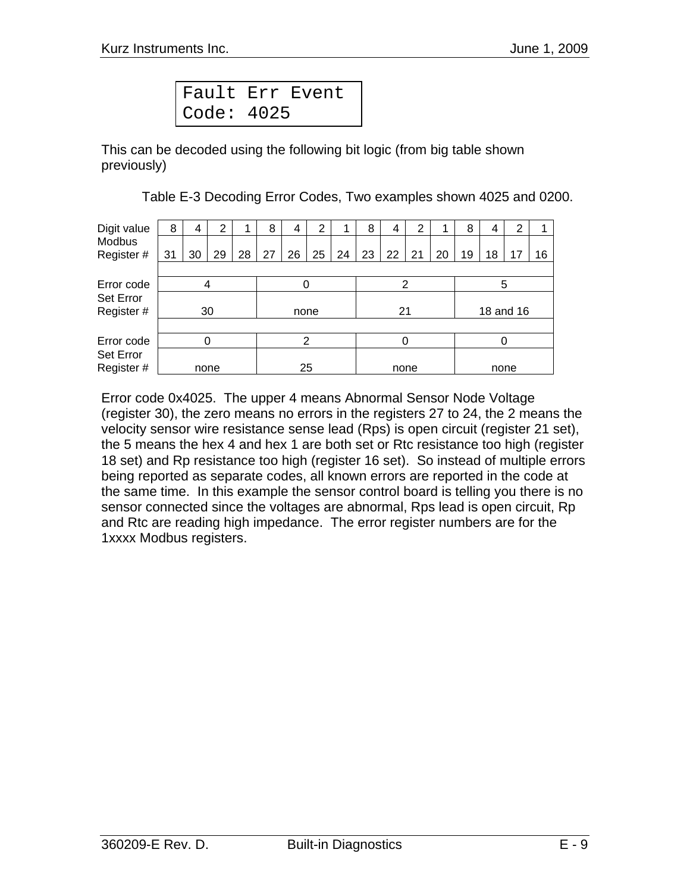```
Fault Err Event
Code: 4025
```

This can be decoded using the following bit logic (from big table shown previously)

Table E-3 Decoding Error Codes, Two examples shown 4025 and 0200.

| Digit value | 8 | 4 | 2 | 1 | 8 | 4 | 2 | 1 | 8 | 4 | 2 | 1 | 8 | 4 | 2 | 1 |
|---|---|---|---|---|---|---|---|---|---|---|---|---|---|---|---|---|
| Modbus Register # | 31 | 30 | 29 | 28 | 27 | 26 | 25 | 24 | 23 | 22 | 21 | 20 | 19 | 18 | 17 | 16 |
| | | | | | | | | | | | | | | | | |
| Error code | 4 | | | | 0 | | | | 2 | | | | 5 | | | |
| Set Error Register # | 30 | | | | none | | | | 21 | | | | 18 and 16 | | | |
| | | | | | | | | | | | | | | | | |
| Error code | 0 | | | | 2 | | | | 0 | | | | 0 | | | |
| Set Error Register # | none | | | | 25 | | | | none | | | | none | | | |

Error code 0x4025. The upper 4 means Abnormal Sensor Node Voltage (register 30), the zero means no errors in the registers 27 to 24, the 2 means the velocity sensor wire resistance sense lead (Rps) is open circuit (register 21 set), the 5 means the hex 4 and hex 1 are both set or Rtc resistance too high (register 18 set) and Rp resistance too high (register 16 set). So instead of multiple errors being reported as separate codes, all known errors are reported in the code at the same time. In this example the sensor control board is telling you there is no sensor connected since the voltages are abnormal, Rps lead is open circuit, Rp and Rtc are reading high impedance. The error register numbers are for the 1xxxx Modbus registers.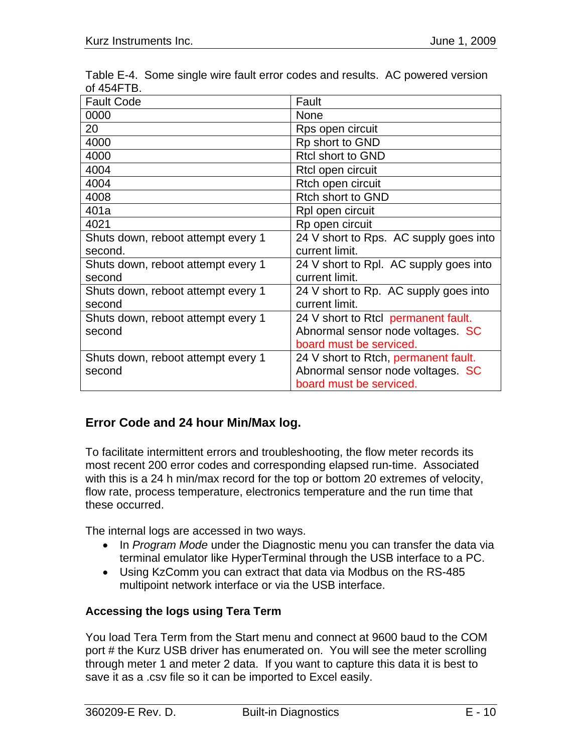Table E-4. Some single wire fault error codes and results. AC powered version of 454FTB.

| Fault Code | Fault |
|---|---|
| 0000 | None |
| 20 | Rps open circuit |
| 4000 | Rp short to GND |
| 4000 | Rtcl short to GND |
| 4004 | Rtcl open circuit |
| 4004 | Rtch open circuit |
| 4008 | Rtch short to GND |
| 401a | Rpl open circuit |
| 4021 | Rp open circuit |
| Shuts down, reboot attempt every 1 second. | 24 V short to Rps. AC supply goes into current limit. |
| Shuts down, reboot attempt every 1 second | 24 V short to Rpl. AC supply goes into current limit. |
| Shuts down, reboot attempt every 1 second | 24 V short to Rp. AC supply goes into current limit. |
| Shuts down, reboot attempt every 1 second | 24 V short to Rtcl permanent fault. Abnormal sensor node voltages. SC board must be serviced. |
| Shuts down, reboot attempt every 1 second | 24 V short to Rtch, permanent fault. Abnormal sensor node voltages. SC board must be serviced. |

## Error Code and 24 hour Min/Max log.

To facilitate intermittent errors and troubleshooting, the flow meter records its most recent 200 error codes and corresponding elapsed run-time. Associated with this is a 24 h min/max record for the top or bottom 20 extremes of velocity, flow rate, process temperature, electronics temperature and the run time that these occurred.

The internal logs are accessed in two ways.

- In *Program Mode* under the Diagnostic menu you can transfer the data via terminal emulator like HyperTerminal through the USB interface to a PC.
- Using KzComm you can extract that data via Modbus on the RS-485 multipoint network interface or via the USB interface.

### Accessing the logs using Tera Term

You load Tera Term from the Start menu and connect at 9600 baud to the COM port # the Kurz USB driver has enumerated on. You will see the meter scrolling through meter 1 and meter 2 data. If you want to capture this data it is best to save it as a .csv file so it can be imported to Excel easily.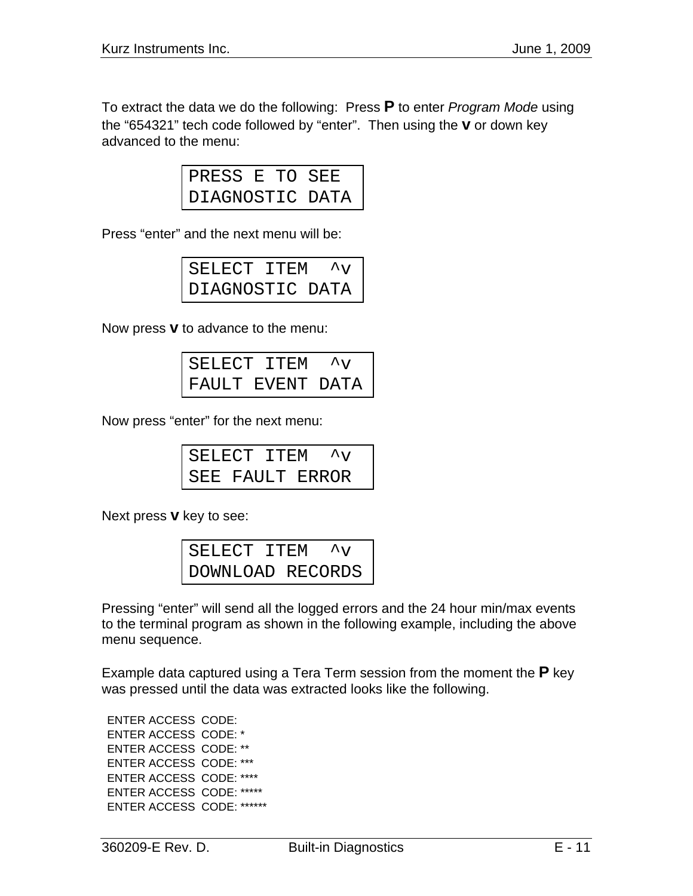To extract the data we do the following: Press **P** to enter *Program Mode* using the "654321" tech code followed by "enter". Then using the **v** or down key advanced to the menu:

```
PRESS E TO SEE
DIAGNOSTIC DATA
```

Press "enter" and the next menu will be:

```
SELECT ITEM  ^v
DIAGNOSTIC DATA
```

Now press **v** to advance to the menu:

```
SELECT ITEM  ^v
FAULT EVENT DATA
```

Now press "enter" for the next menu:

```
SELECT ITEM  ^v
SEE FAULT ERROR
```

Next press **v** key to see:

```
SELECT ITEM  ^v
DOWNLOAD RECORDS
```

Pressing "enter" will send all the logged errors and the 24 hour min/max events to the terminal program as shown in the following example, including the above menu sequence.

Example data captured using a Tera Term session from the moment the **P** key was pressed until the data was extracted looks like the following.

```
ENTER ACCESS  CODE:
ENTER ACCESS  CODE: *
ENTER ACCESS  CODE: **
ENTER ACCESS  CODE: ***
ENTER ACCESS  CODE: ****
ENTER ACCESS  CODE: *****
ENTER ACCESS  CODE: ******
```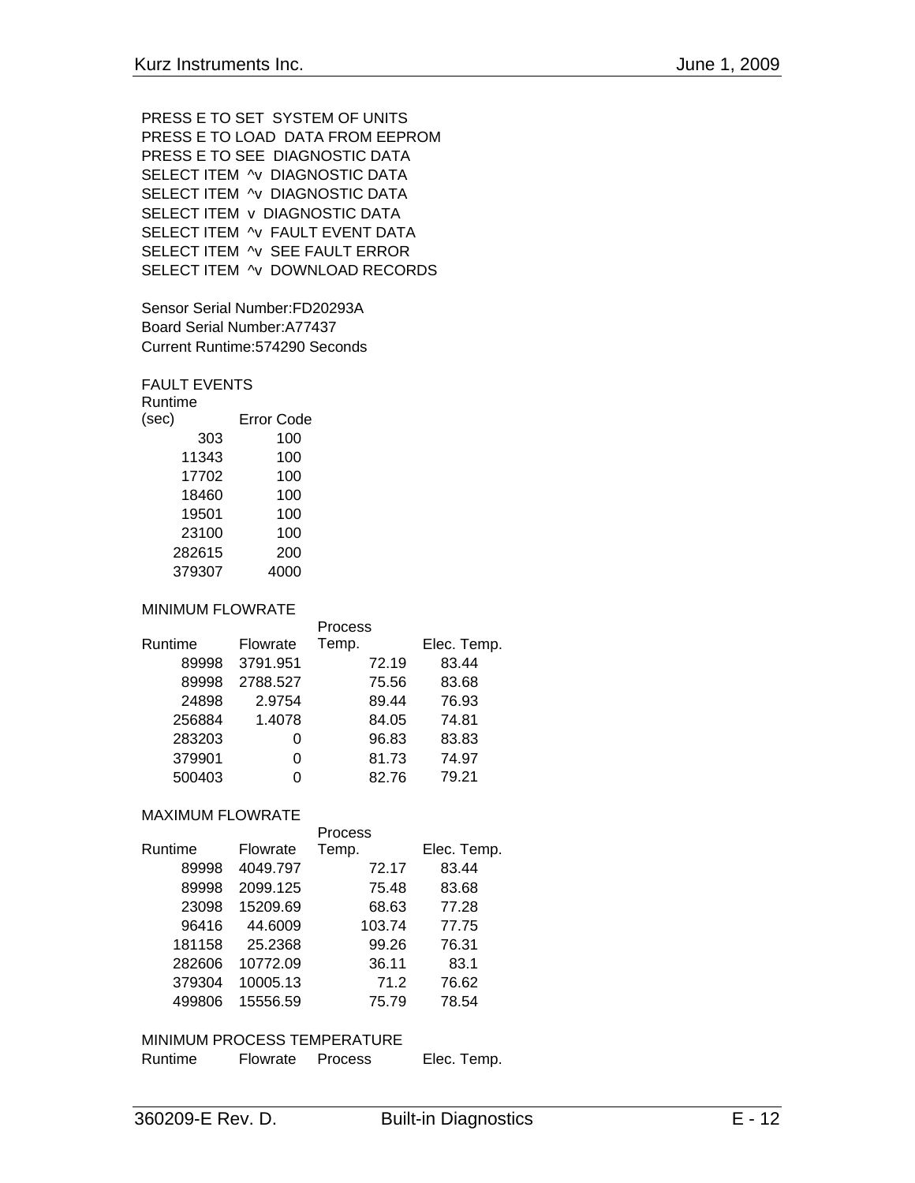PRESS E TO SET SYSTEM OF UNITS
PRESS E TO LOAD DATA FROM EEPROM
PRESS E TO SEE DIAGNOSTIC DATA
SELECT ITEM ^v DIAGNOSTIC DATA
SELECT ITEM ^v DIAGNOSTIC DATA
SELECT ITEM v DIAGNOSTIC DATA
SELECT ITEM ^v FAULT EVENT DATA
SELECT ITEM ^v SEE FAULT ERROR
SELECT ITEM ^v DOWNLOAD RECORDS

Sensor Serial Number:FD20293A
Board Serial Number:A77437
Current Runtime:574290 Seconds

FAULT EVENTS

| Runtime (sec) | Error Code |
|---|---|
| 303 | 100 |
| 11343 | 100 |
| 17702 | 100 |
| 18460 | 100 |
| 19501 | 100 |
| 23100 | 100 |
| 282615 | 200 |
| 379307 | 4000 |

MINIMUM FLOWRATE

| Runtime | Flowrate | Process Temp. | Elec. Temp. |
|---|---|---|---|
| 89998 | 3791.951 | 72.19 | 83.44 |
| 89998 | 2788.527 | 75.56 | 83.68 |
| 24898 | 2.9754 | 89.44 | 76.93 |
| 256884 | 1.4078 | 84.05 | 74.81 |
| 283203 | 0 | 96.83 | 83.83 |
| 379901 | 0 | 81.73 | 74.97 |
| 500403 | 0 | 82.76 | 79.21 |

MAXIMUM FLOWRATE

| Runtime | Flowrate | Process Temp. | Elec. Temp. |
|---|---|---|---|
| 89998 | 4049.797 | 72.17 | 83.44 |
| 89998 | 2099.125 | 75.48 | 83.68 |
| 23098 | 15209.69 | 68.63 | 77.28 |
| 96416 | 44.6009 | 103.74 | 77.75 |
| 181158 | 25.2368 | 99.26 | 76.31 |
| 282606 | 10772.09 | 36.11 | 83.1 |
| 379304 | 10005.13 | 71.2 | 76.62 |
| 499806 | 15556.59 | 75.79 | 78.54 |

MINIMUM PROCESS TEMPERATURE

| Runtime | Flowrate | Process | Elec. Temp. |
|---|---|---|---|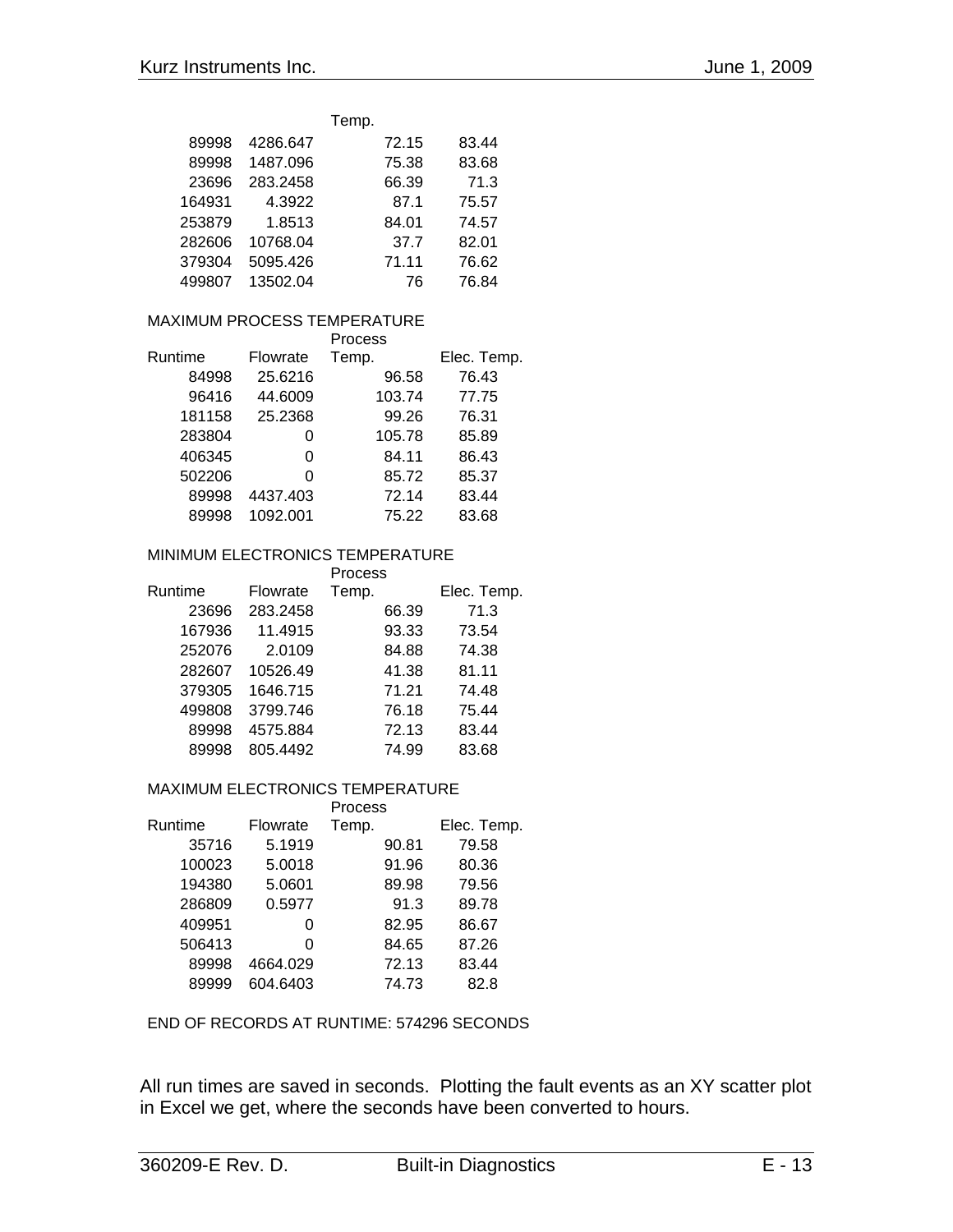| | | Temp. | |
|---|---|---|---|
| 89998 | 4286.647 | 72.15 | 83.44 |
| 89998 | 1487.096 | 75.38 | 83.68 |
| 23696 | 283.2458 | 66.39 | 71.3 |
| 164931 | 4.3922 | 87.1 | 75.57 |
| 253879 | 1.8513 | 84.01 | 74.57 |
| 282606 | 10768.04 | 37.7 | 82.01 |
| 379304 | 5095.426 | 71.11 | 76.62 |
| 499807 | 13502.04 | 76 | 76.84 |

MAXIMUM PROCESS TEMPERATURE

| Runtime | Flowrate | Process Temp. | Elec. Temp. |
|---|---|---|---|
| 84998 | 25.6216 | 96.58 | 76.43 |
| 96416 | 44.6009 | 103.74 | 77.75 |
| 181158 | 25.2368 | 99.26 | 76.31 |
| 283804 | 0 | 105.78 | 85.89 |
| 406345 | 0 | 84.11 | 86.43 |
| 502206 | 0 | 85.72 | 85.37 |
| 89998 | 4437.403 | 72.14 | 83.44 |
| 89998 | 1092.001 | 75.22 | 83.68 |

MINIMUM ELECTRONICS TEMPERATURE

| Runtime | Flowrate | Process Temp. | Elec. Temp. |
|---|---|---|---|
| 23696 | 283.2458 | 66.39 | 71.3 |
| 167936 | 11.4915 | 93.33 | 73.54 |
| 252076 | 2.0109 | 84.88 | 74.38 |
| 282607 | 10526.49 | 41.38 | 81.11 |
| 379305 | 1646.715 | 71.21 | 74.48 |
| 499808 | 3799.746 | 76.18 | 75.44 |
| 89998 | 4575.884 | 72.13 | 83.44 |
| 89998 | 805.4492 | 74.99 | 83.68 |

MAXIMUM ELECTRONICS TEMPERATURE

| Runtime | Flowrate | Process Temp. | Elec. Temp. |
|---|---|---|---|
| 35716 | 5.1919 | 90.81 | 79.58 |
| 100023 | 5.0018 | 91.96 | 80.36 |
| 194380 | 5.0601 | 89.98 | 79.56 |
| 286809 | 0.5977 | 91.3 | 89.78 |
| 409951 | 0 | 82.95 | 86.67 |
| 506413 | 0 | 84.65 | 87.26 |
| 89998 | 4664.029 | 72.13 | 83.44 |
| 89999 | 604.6403 | 74.73 | 82.8 |

END OF RECORDS AT RUNTIME: 574296 SECONDS

All run times are saved in seconds. Plotting the fault events as an XY scatter plot in Excel we get, where the seconds have been converted to hours.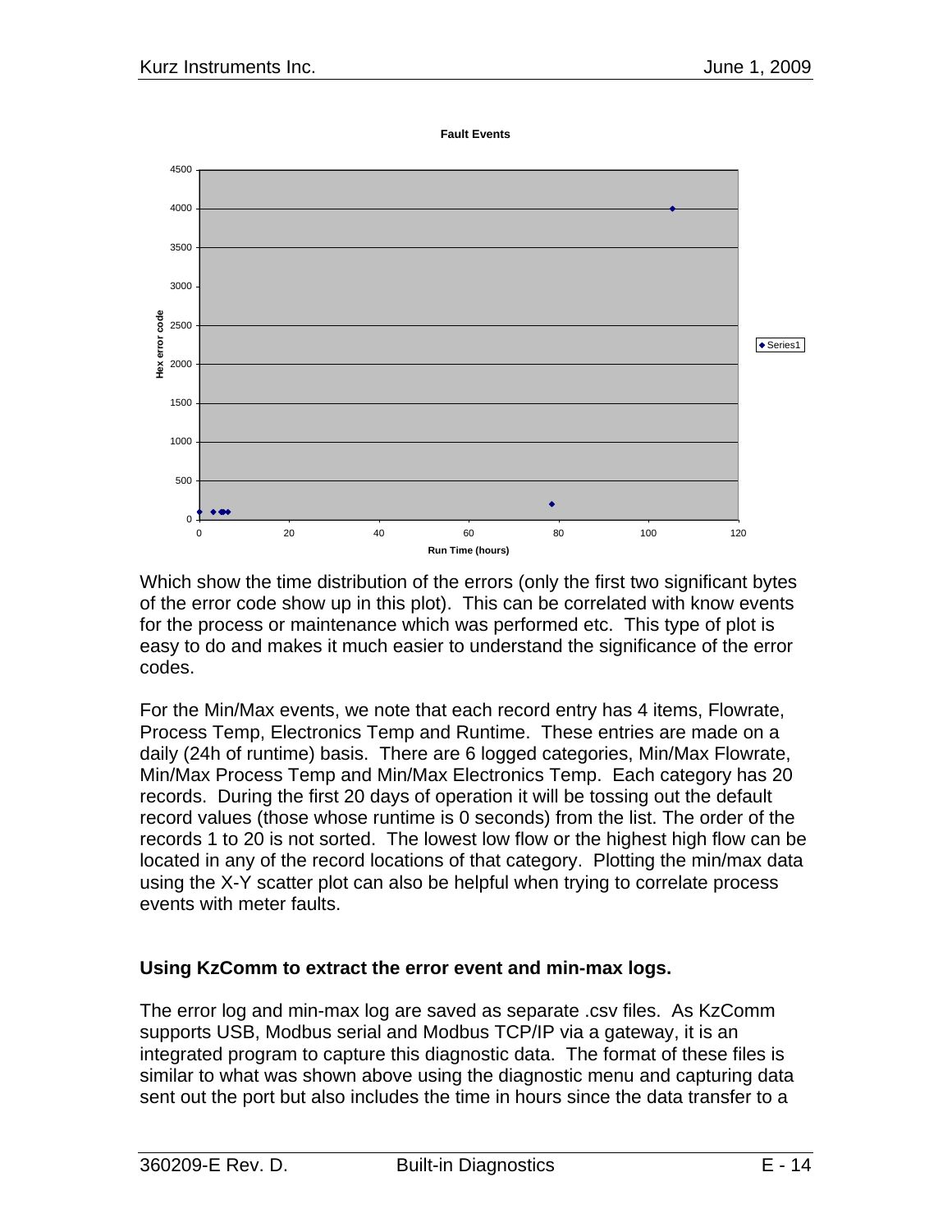**Fault Events**

Which show the time distribution of the errors (only the first two significant bytes of the error code show up in this plot). This can be correlated with know events for the process or maintenance which was performed etc. This type of plot is easy to do and makes it much easier to understand the significance of the error codes.

For the Min/Max events, we note that each record entry has 4 items, Flowrate, Process Temp, Electronics Temp and Runtime. These entries are made on a daily (24h of runtime) basis. There are 6 logged categories, Min/Max Flowrate, Min/Max Process Temp and Min/Max Electronics Temp. Each category has 20 records. During the first 20 days of operation it will be tossing out the default record values (those whose runtime is 0 seconds) from the list. The order of the records 1 to 20 is not sorted. The lowest low flow or the highest high flow can be located in any of the record locations of that category. Plotting the min/max data using the X-Y scatter plot can also be helpful when trying to correlate process events with meter faults.

**Using KzComm to extract the error event and min-max logs.**

The error log and min-max log are saved as separate .csv files. As KzComm supports USB, Modbus serial and Modbus TCP/IP via a gateway, it is an integrated program to capture this diagnostic data. The format of these files is similar to what was shown above using the diagnostic menu and capturing data sent out the port but also includes the time in hours since the data transfer to a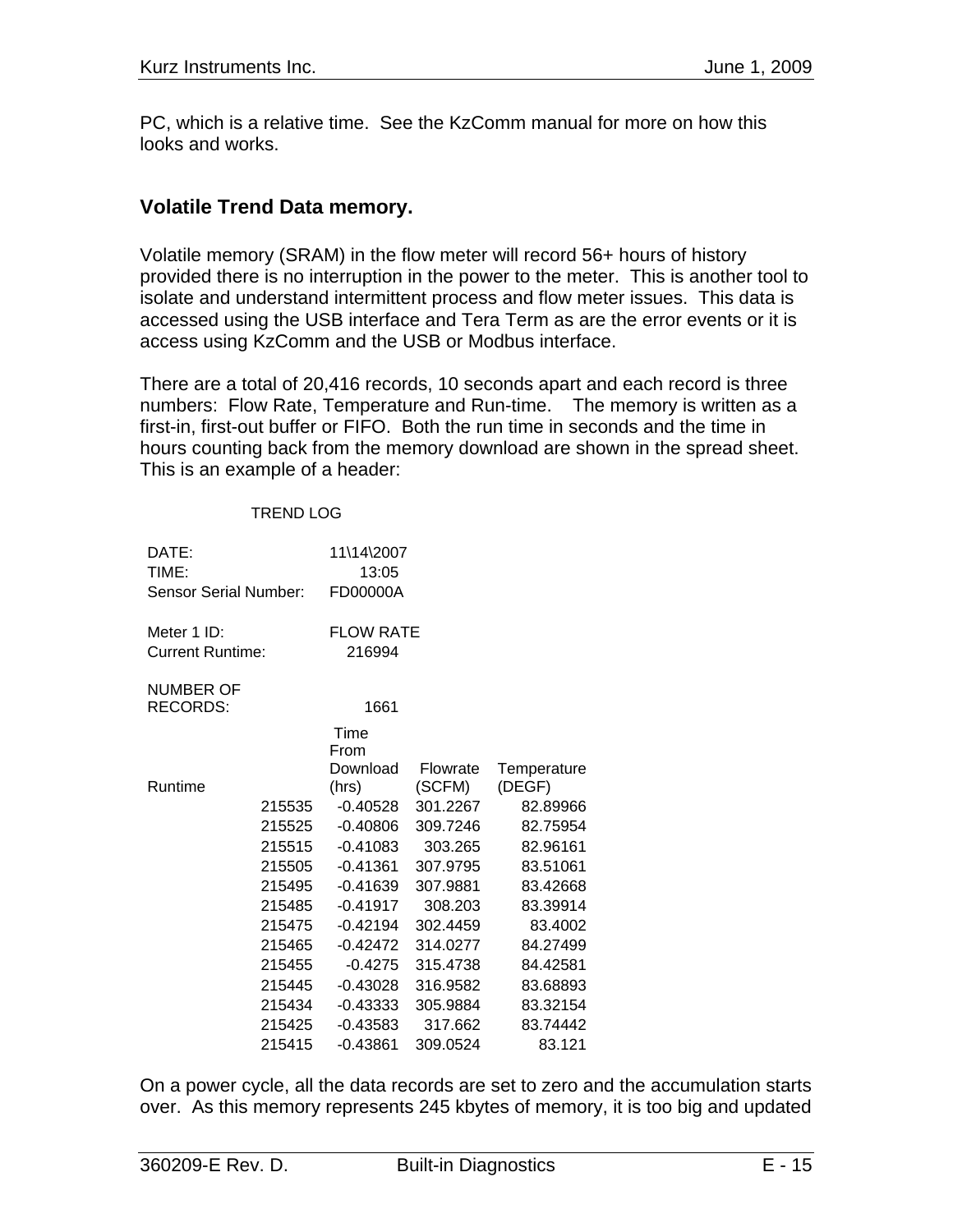PC, which is a relative time. See the KzComm manual for more on how this looks and works.

### Volatile Trend Data memory.

Volatile memory (SRAM) in the flow meter will record 56+ hours of history provided there is no interruption in the power to the meter. This is another tool to isolate and understand intermittent process and flow meter issues. This data is accessed using the USB interface and Tera Term as are the error events or it is access using KzComm and the USB or Modbus interface.

There are a total of 20,416 records, 10 seconds apart and each record is three numbers: Flow Rate, Temperature and Run-time. The memory is written as a first-in, first-out buffer or FIFO. Both the run time in seconds and the time in hours counting back from the memory download are shown in the spread sheet. This is an example of a header:

TREND LOG

| | |
|---|---|
| DATE: | 11\14\2007 |
| TIME: | 13:05 |
| Sensor Serial Number: | FD00000A |
| Meter 1 ID: | FLOW RATE |
| Current Runtime: | 216994 |
| NUMBER OF RECORDS: | 1661 |

| Runtime | Time From Download (hrs) | Flowrate (SCFM) | Temperature (DEGF) |
|---|---|---|---|
| 215535 | -0.40528 | 301.2267 | 82.89966 |
| 215525 | -0.40806 | 309.7246 | 82.75954 |
| 215515 | -0.41083 | 303.265 | 82.96161 |
| 215505 | -0.41361 | 307.9795 | 83.51061 |
| 215495 | -0.41639 | 307.9881 | 83.42668 |
| 215485 | -0.41917 | 308.203 | 83.39914 |
| 215475 | -0.42194 | 302.4459 | 83.4002 |
| 215465 | -0.42472 | 314.0277 | 84.27499 |
| 215455 | -0.4275 | 315.4738 | 84.42581 |
| 215445 | -0.43028 | 316.9582 | 83.68893 |
| 215434 | -0.43333 | 305.9884 | 83.32154 |
| 215425 | -0.43583 | 317.662 | 83.74442 |
| 215415 | -0.43861 | 309.0524 | 83.121 |

On a power cycle, all the data records are set to zero and the accumulation starts over. As this memory represents 245 kbytes of memory, it is too big and updated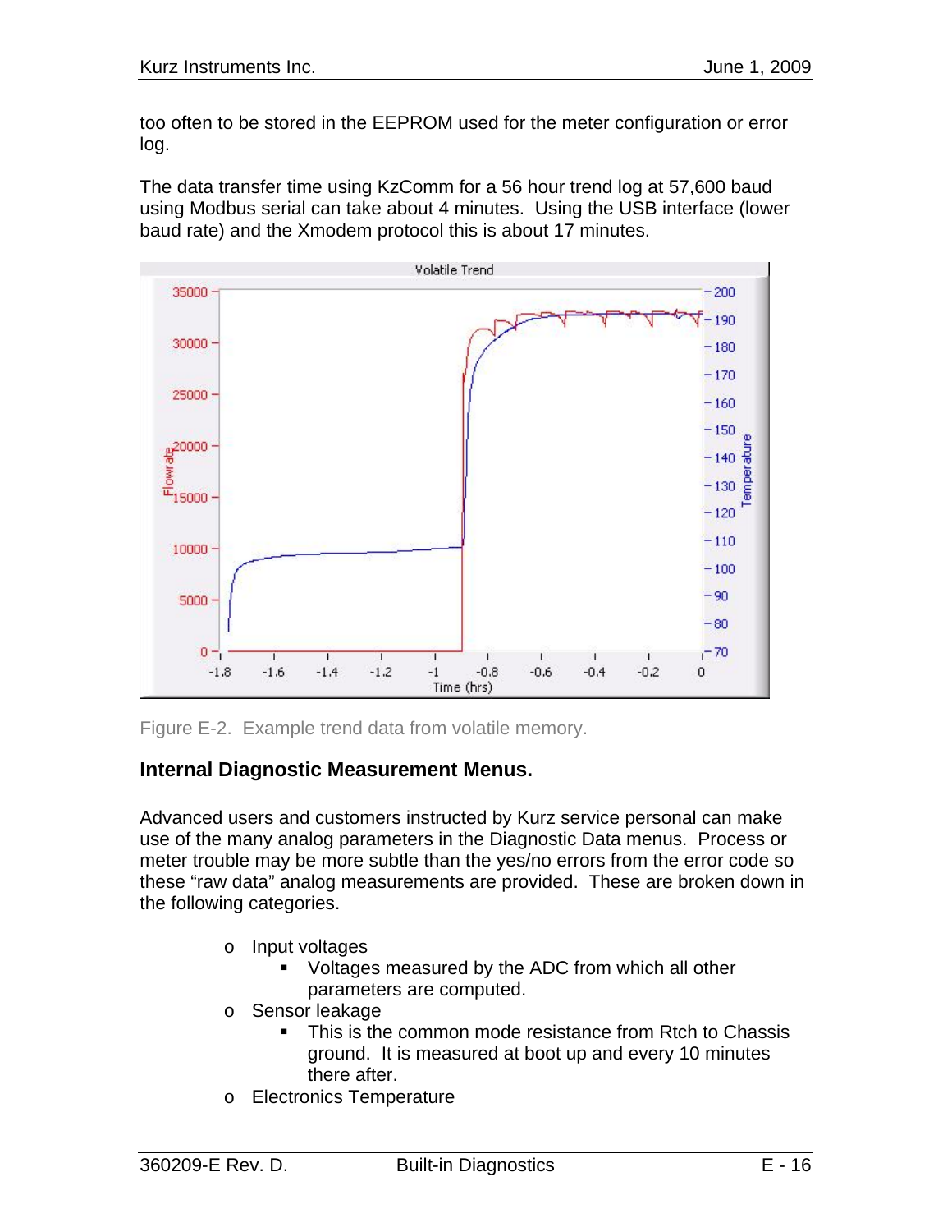too often to be stored in the EEPROM used for the meter configuration or error log.

The data transfer time using KzComm for a 56 hour trend log at 57,600 baud using Modbus serial can take about 4 minutes. Using the USB interface (lower baud rate) and the Xmodem protocol this is about 17 minutes.

Figure E-2. Example trend data from volatile memory.

## Internal Diagnostic Measurement Menus.

Advanced users and customers instructed by Kurz service personal can make use of the many analog parameters in the Diagnostic Data menus. Process or meter trouble may be more subtle than the yes/no errors from the error code so these "raw data" analog measurements are provided. These are broken down in the following categories.

- Input voltages
  - Voltages measured by the ADC from which all other parameters are computed.
- Sensor leakage
  - This is the common mode resistance from Rtch to Chassis ground. It is measured at boot up and every 10 minutes there after.
- Electronics Temperature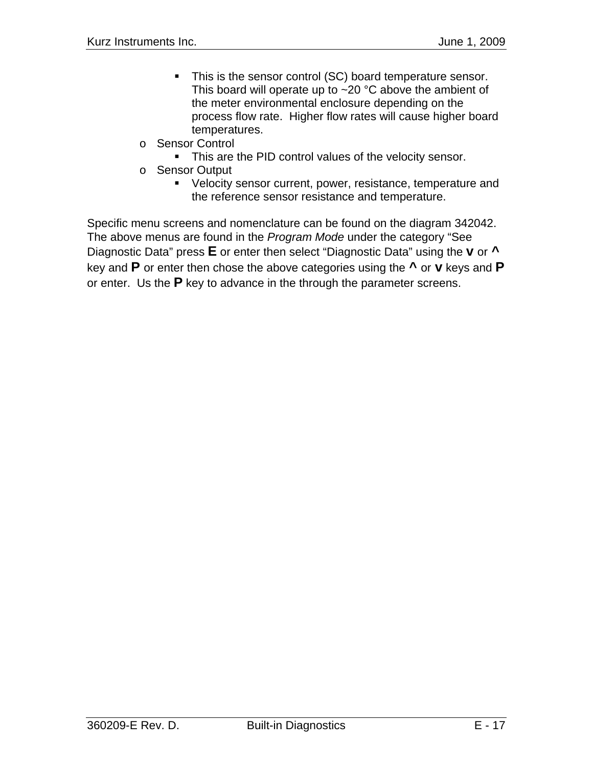- This is the sensor control (SC) board temperature sensor. This board will operate up to ~20 °C above the ambient of the meter environmental enclosure depending on the process flow rate. Higher flow rates will cause higher board temperatures.
- Sensor Control
    - This are the PID control values of the velocity sensor.
- Sensor Output
    - Velocity sensor current, power, resistance, temperature and the reference sensor resistance and temperature.

Specific menu screens and nomenclature can be found on the diagram 342042. The above menus are found in the *Program Mode* under the category "See Diagnostic Data" press **E** or enter then select "Diagnostic Data" using the **v** or **^** key and **P** or enter then chose the above categories using the **^** or **v** keys and **P** or enter. Us the **P** key to advance in the through the parameter screens.